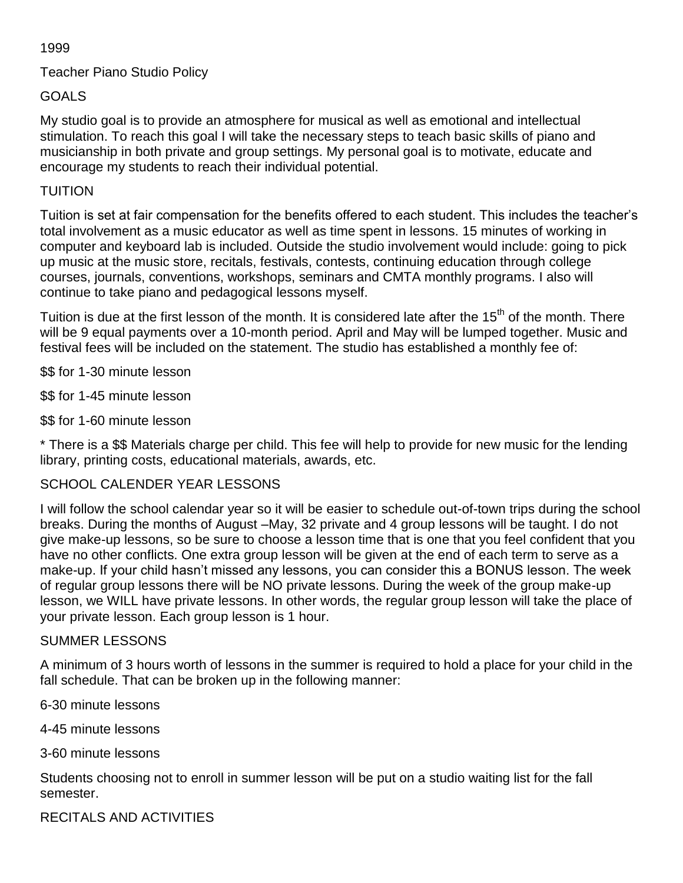1999

# Teacher Piano Studio Policy

## GOALS

My studio goal is to provide an atmosphere for musical as well as emotional and intellectual stimulation. To reach this goal I will take the necessary steps to teach basic skills of piano and musicianship in both private and group settings. My personal goal is to motivate, educate and encourage my students to reach their individual potential.

## TUITION

Tuition is set at fair compensation for the benefits offered to each student. This includes the teacher's total involvement as a music educator as well as time spent in lessons. 15 minutes of working in computer and keyboard lab is included. Outside the studio involvement would include: going to pick up music at the music store, recitals, festivals, contests, continuing education through college courses, journals, conventions, workshops, seminars and CMTA monthly programs. I also will continue to take piano and pedagogical lessons myself.

Tuition is due at the first lesson of the month. It is considered late after the 15th of the month. There will be 9 equal payments over a 10-month period. April and May will be lumped together. Music and festival fees will be included on the statement. The studio has established a monthly fee of:

$$ for 1-30 minute lesson

$$ for 1-45 minute lesson

$$ for 1-60 minute lesson

* There is a $$ Materials charge per child. This fee will help to provide for new music for the lending library, printing costs, educational materials, awards, etc.

## SCHOOL CALENDER YEAR LESSONS

I will follow the school calendar year so it will be easier to schedule out-of-town trips during the school breaks. During the months of August –May, 32 private and 4 group lessons will be taught. I do not give make-up lessons, so be sure to choose a lesson time that is one that you feel confident that you have no other conflicts. One extra group lesson will be given at the end of each term to serve as a make-up. If your child hasn't missed any lessons, you can consider this a BONUS lesson. The week of regular group lessons there will be NO private lessons. During the week of the group make-up lesson, we WILL have private lessons. In other words, the regular group lesson will take the place of your private lesson. Each group lesson is 1 hour.

## SUMMER LESSONS

A minimum of 3 hours worth of lessons in the summer is required to hold a place for your child in the fall schedule. That can be broken up in the following manner:

6-30 minute lessons

4-45 minute lessons

3-60 minute lessons

Students choosing not to enroll in summer lesson will be put on a studio waiting list for the fall semester.

## RECITALS AND ACTIVITIES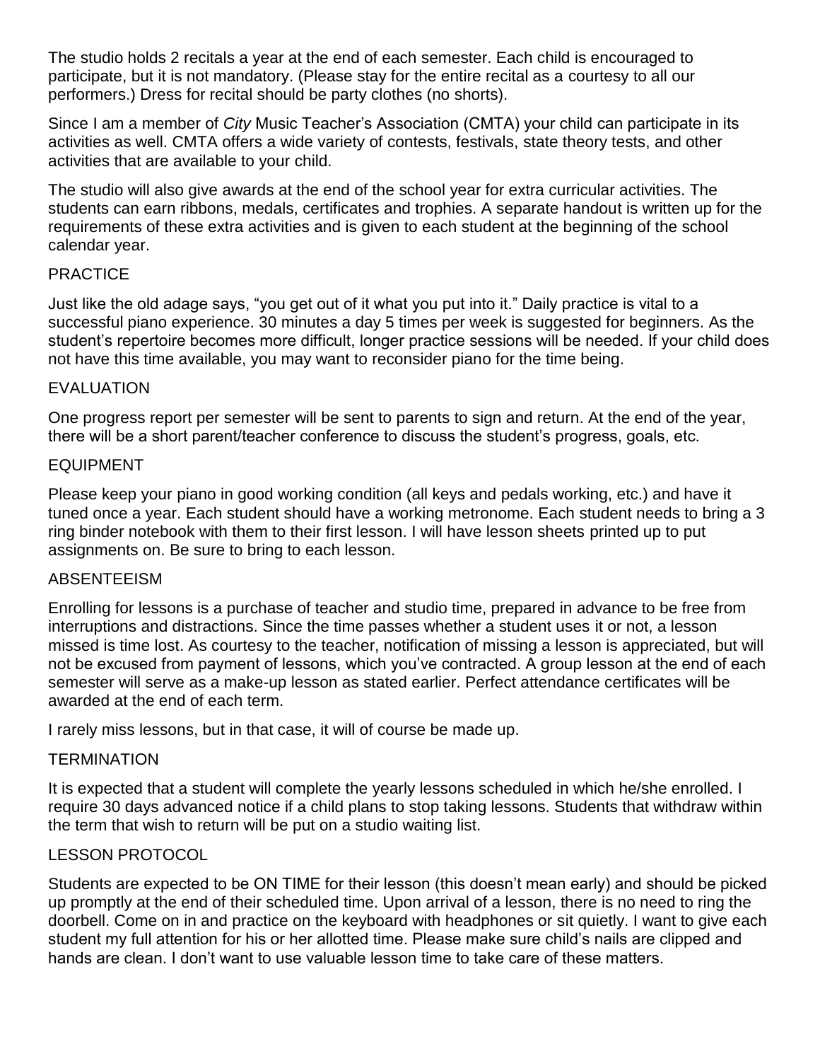The studio holds 2 recitals a year at the end of each semester. Each child is encouraged to participate, but it is not mandatory. (Please stay for the entire recital as a courtesy to all our performers.) Dress for recital should be party clothes (no shorts).

Since I am a member of *City* Music Teacher's Association (CMTA) your child can participate in its activities as well. CMTA offers a wide variety of contests, festivals, state theory tests, and other activities that are available to your child.

The studio will also give awards at the end of the school year for extra curricular activities. The students can earn ribbons, medals, certificates and trophies. A separate handout is written up for the requirements of these extra activities and is given to each student at the beginning of the school calendar year.

## PRACTICE

Just like the old adage says, "you get out of it what you put into it." Daily practice is vital to a successful piano experience. 30 minutes a day 5 times per week is suggested for beginners. As the student's repertoire becomes more difficult, longer practice sessions will be needed. If your child does not have this time available, you may want to reconsider piano for the time being.

## EVALUATION

One progress report per semester will be sent to parents to sign and return. At the end of the year, there will be a short parent/teacher conference to discuss the student's progress, goals, etc.

## EQUIPMENT

Please keep your piano in good working condition (all keys and pedals working, etc.) and have it tuned once a year. Each student should have a working metronome. Each student needs to bring a 3 ring binder notebook with them to their first lesson. I will have lesson sheets printed up to put assignments on. Be sure to bring to each lesson.

## ABSENTEEISM

Enrolling for lessons is a purchase of teacher and studio time, prepared in advance to be free from interruptions and distractions. Since the time passes whether a student uses it or not, a lesson missed is time lost. As courtesy to the teacher, notification of missing a lesson is appreciated, but will not be excused from payment of lessons, which you've contracted. A group lesson at the end of each semester will serve as a make-up lesson as stated earlier. Perfect attendance certificates will be awarded at the end of each term.

I rarely miss lessons, but in that case, it will of course be made up.

## TERMINATION

It is expected that a student will complete the yearly lessons scheduled in which he/she enrolled. I require 30 days advanced notice if a child plans to stop taking lessons. Students that withdraw within the term that wish to return will be put on a studio waiting list.

## LESSON PROTOCOL

Students are expected to be ON TIME for their lesson (this doesn't mean early) and should be picked up promptly at the end of their scheduled time. Upon arrival of a lesson, there is no need to ring the doorbell. Come on in and practice on the keyboard with headphones or sit quietly. I want to give each student my full attention for his or her allotted time. Please make sure child's nails are clipped and hands are clean. I don't want to use valuable lesson time to take care of these matters.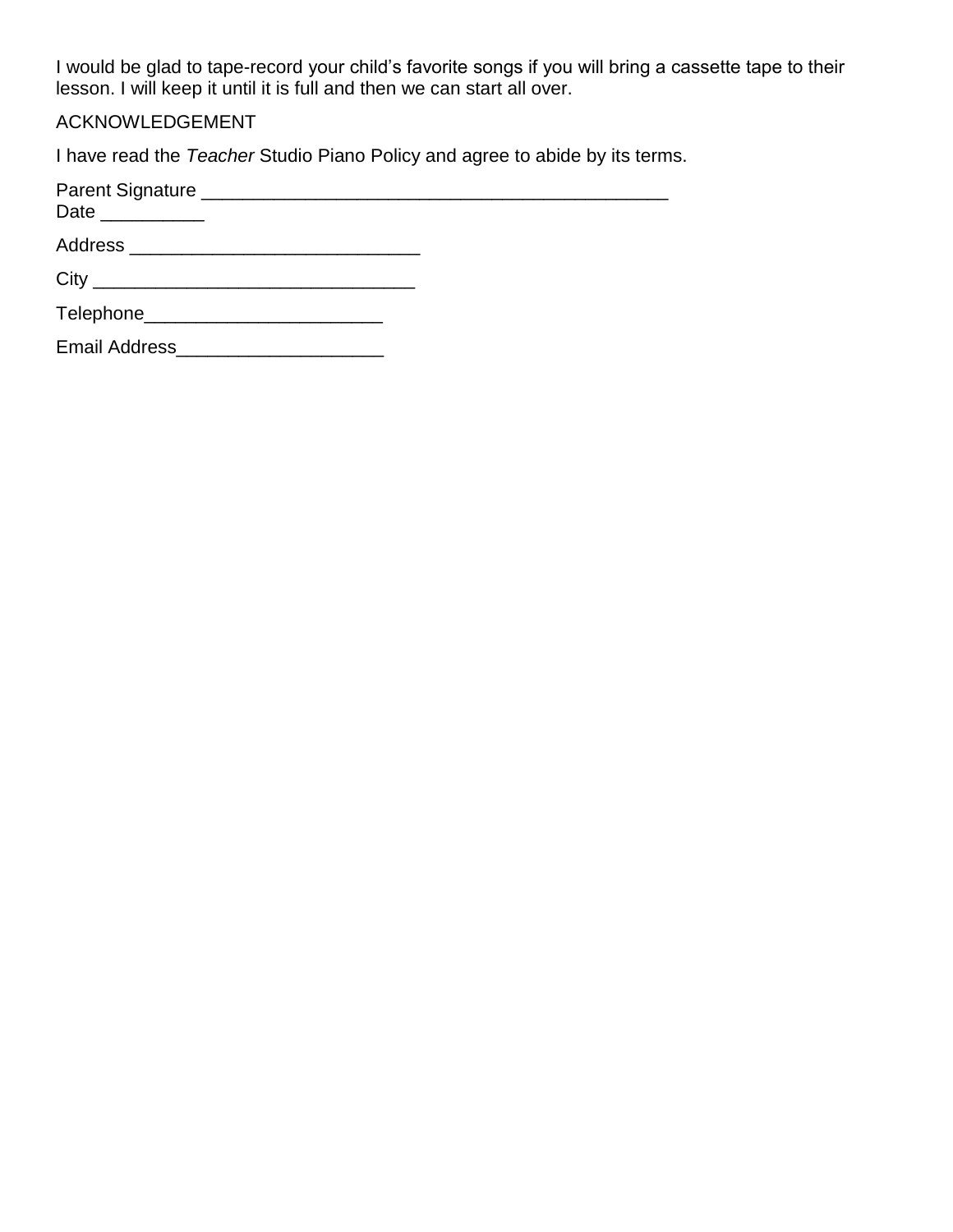I would be glad to tape-record your child’s favorite songs if you will bring a cassette tape to their lesson. I will keep it until it is full and then we can start all over.

ACKNOWLEDGEMENT

I have read the *Teacher* Studio Piano Policy and agree to abide by its terms.

Parent Signature _______________________________________________
Date __________

Address _____________________________

City ________________________________

Telephone________________________

Email Address____________________